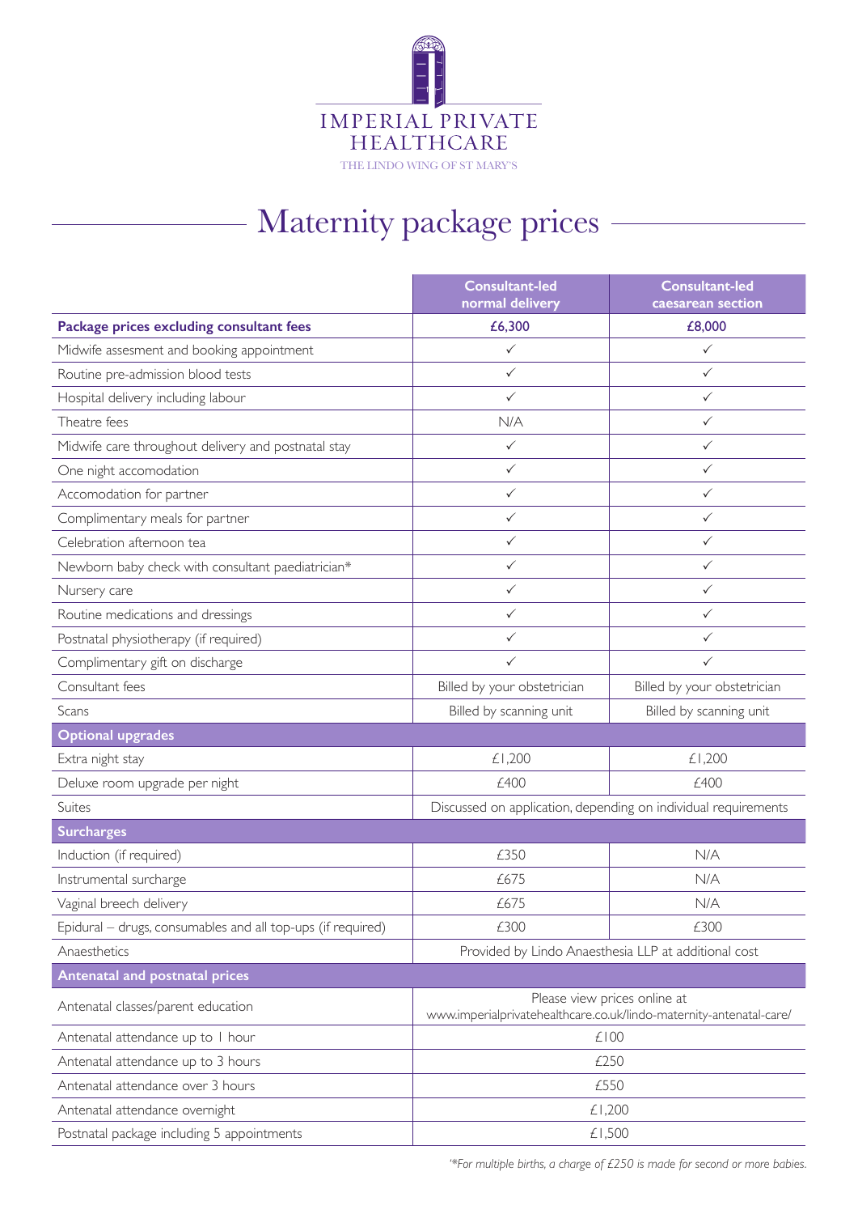IMPERIAL PRIVATE HEALTHCARE

THE LINDO WING OF ST MARY'S

# Maternity package prices

| | Consultant-led normal delivery | Consultant-led caesarean section |
|---|---|---|
| **Package prices excluding consultant fees** | **£6,300** | **£8,000** |
| Midwife assesment and booking appointment | ✓ | ✓ |
| Routine pre-admission blood tests | ✓ | ✓ |
| Hospital delivery including labour | ✓ | ✓ |
| Theatre fees | N/A | ✓ |
| Midwife care throughout delivery and postnatal stay | ✓ | ✓ |
| One night accomodation | ✓ | ✓ |
| Accomodation for partner | ✓ | ✓ |
| Complimentary meals for partner | ✓ | ✓ |
| Celebration afternoon tea | ✓ | ✓ |
| Newborn baby check with consultant paediatrician* | ✓ | ✓ |
| Nursery care | ✓ | ✓ |
| Routine medications and dressings | ✓ | ✓ |
| Postnatal physiotherapy (if required) | ✓ | ✓ |
| Complimentary gift on discharge | ✓ | ✓ |
| Consultant fees | Billed by your obstetrician | Billed by your obstetrician |
| Scans | Billed by scanning unit | Billed by scanning unit |
| **Optional upgrades** | | |
| Extra night stay | £1,200 | £1,200 |
| Deluxe room upgrade per night | £400 | £400 |
| Suites | Discussed on application, depending on individual requirements | |
| **Surcharges** | | |
| Induction (if required) | £350 | N/A |
| Instrumental surcharge | £675 | N/A |
| Vaginal breech delivery | £675 | N/A |
| Epidural – drugs, consumables and all top-ups (if required) | £300 | £300 |
| Anaesthetics | Provided by Lindo Anaesthesia LLP at additional cost | |
| **Antenatal and postnatal prices** | | |
| Antenatal classes/parent education | Please view prices online at www.imperialprivatehealthcare.co.uk/lindo-maternity-antenatal-care/ | |
| Antenatal attendance up to 1 hour | £100 | |
| Antenatal attendance up to 3 hours | £250 | |
| Antenatal attendance over 3 hours | £550 | |
| Antenatal attendance overnight | £1,200 | |
| Postnatal package including 5 appointments | £1,500 | |

*'\*For multiple births, a charge of £250 is made for second or more babies.*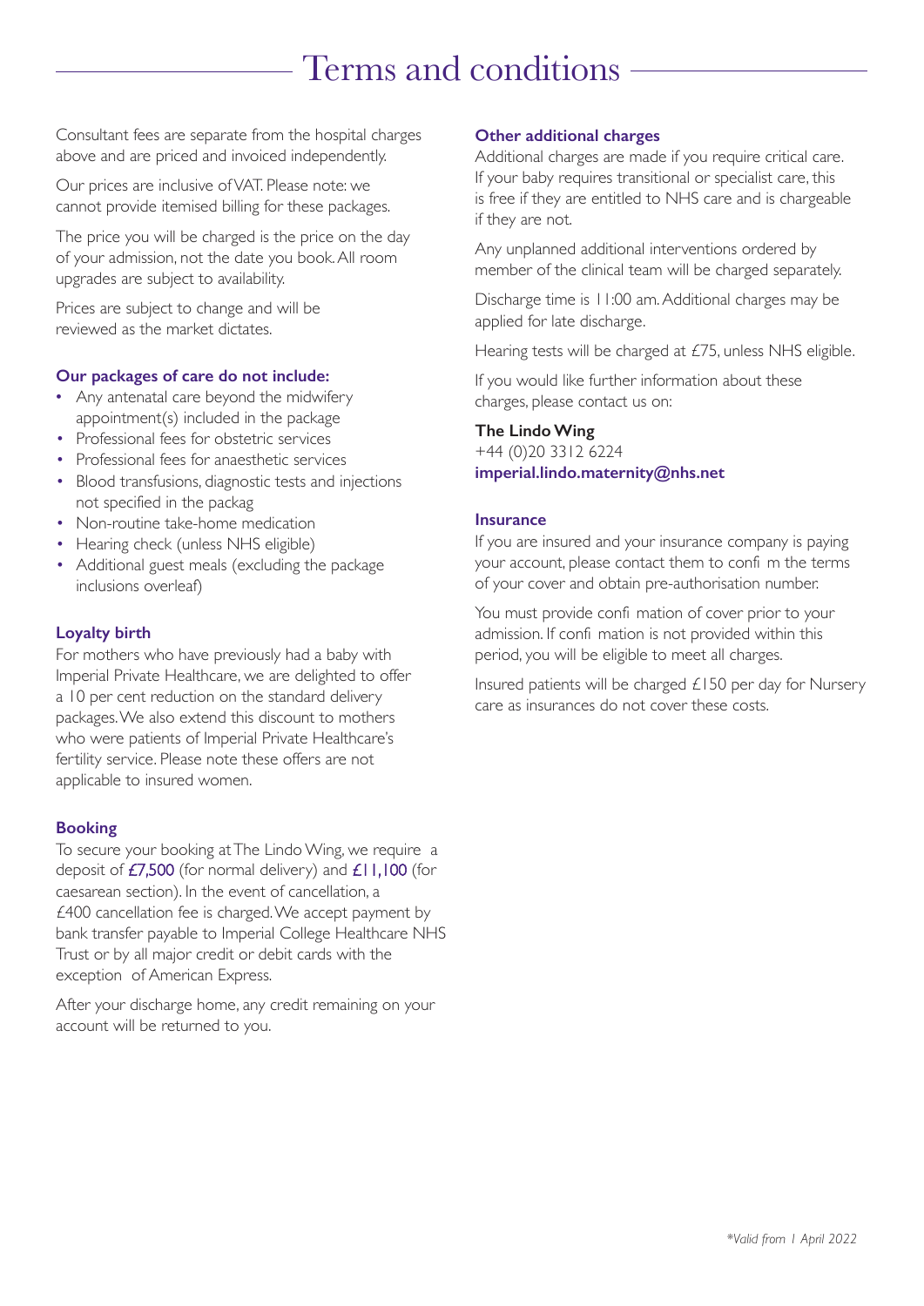# Terms and conditions

Consultant fees are separate from the hospital charges above and are priced and invoiced independently.

Our prices are inclusive of VAT. Please note: we cannot provide itemised billing for these packages.

The price you will be charged is the price on the day of your admission, not the date you book. All room upgrades are subject to availability.

Prices are subject to change and will be reviewed as the market dictates.

### Our packages of care do not include:

- Any antenatal care beyond the midwifery appointment(s) included in the package
- Professional fees for obstetric services
- Professional fees for anaesthetic services
- Blood transfusions, diagnostic tests and injections not specified in the packag
- Non-routine take-home medication
- Hearing check (unless NHS eligible)
- Additional guest meals (excluding the package inclusions overleaf)

### Loyalty birth

For mothers who have previously had a baby with Imperial Private Healthcare, we are delighted to offer a 10 per cent reduction on the standard delivery packages. We also extend this discount to mothers who were patients of Imperial Private Healthcare's fertility service. Please note these offers are not applicable to insured women.

### Booking

To secure your booking at The Lindo Wing, we require a deposit of £7,500 (for normal delivery) and £11,100 (for caesarean section). In the event of cancellation, a £400 cancellation fee is charged. We accept payment by bank transfer payable to Imperial College Healthcare NHS Trust or by all major credit or debit cards with the exception of American Express.

After your discharge home, any credit remaining on your account will be returned to you.

### Other additional charges

Additional charges are made if you require critical care. If your baby requires transitional or specialist care, this is free if they are entitled to NHS care and is chargeable if they are not.

Any unplanned additional interventions ordered by member of the clinical team will be charged separately.

Discharge time is 11:00 am. Additional charges may be applied for late discharge.

Hearing tests will be charged at £75, unless NHS eligible.

If you would like further information about these charges, please contact us on:

**The Lindo Wing**
+44 (0)20 3312 6224
**imperial.lindo.maternity@nhs.net**

### Insurance

If you are insured and your insurance company is paying your account, please contact them to confi m the terms of your cover and obtain pre-authorisation number.

You must provide confi mation of cover prior to your admission. If confi mation is not provided within this period, you will be eligible to meet all charges.

Insured patients will be charged £150 per day for Nursery care as insurances do not cover these costs.

*\*Valid from 1 April 2022*